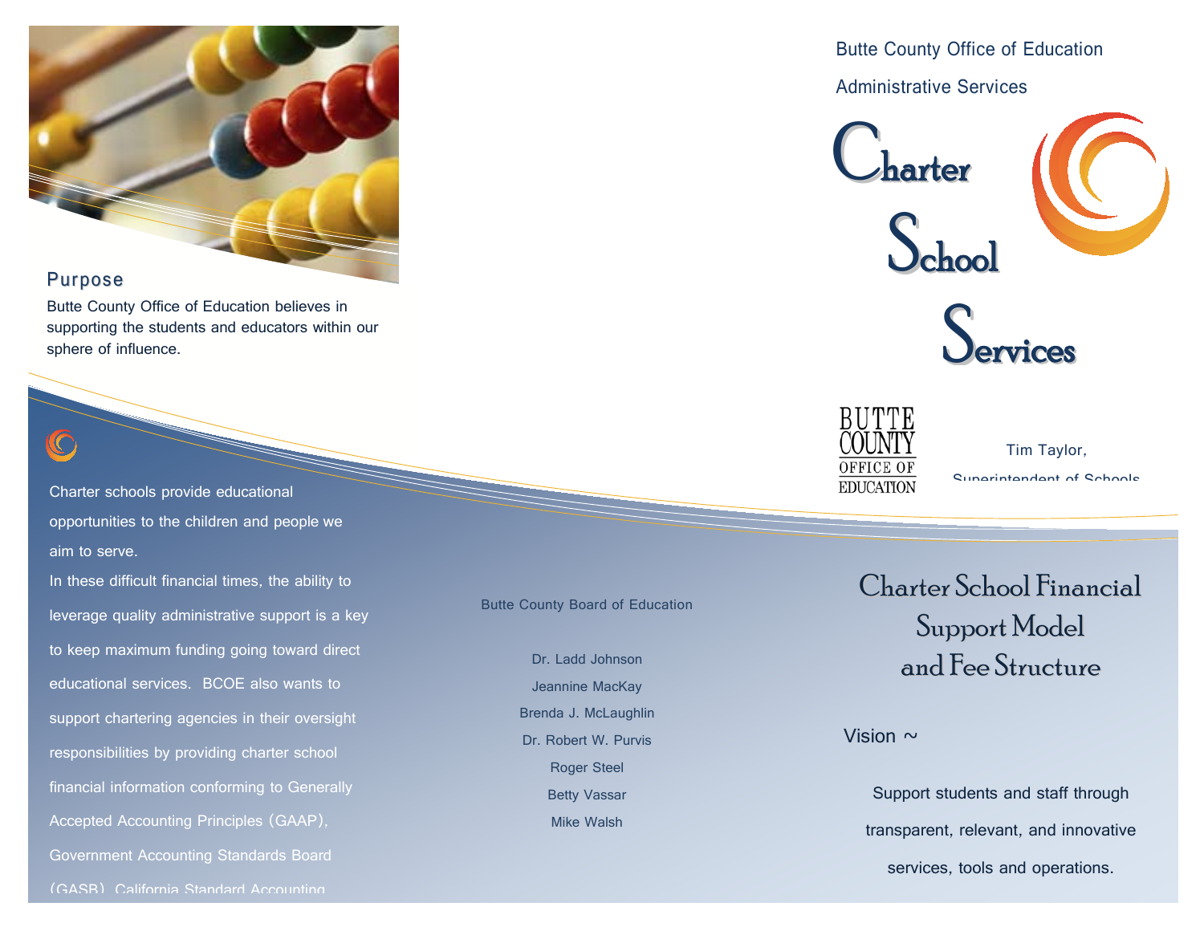Butte County Office of Education

Administrative Services

# Charter School Services

BUTTE COUNTY OFFICE OF EDUCATION

Tim Taylor,

Superintendent of Schools

## Charter School Financial Support Model and Fee Structure

### Vision ~

Support students and staff through transparent, relevant, and innovative services, tools and operations.

## Purpose

Butte County Office of Education believes in supporting the students and educators within our sphere of influence.

Charter schools provide educational opportunities to the children and people we aim to serve.

In these difficult financial times, the ability to leverage quality administrative support is a key to keep maximum funding going toward direct educational services. BCOE also wants to support chartering agencies in their oversight responsibilities by providing charter school financial information conforming to Generally Accepted Accounting Principles (GAAP), Government Accounting Standards Board (GASB), California Standard Accounting

Butte County Board of Education

Dr. Ladd Johnson
Jeannine MacKay
Brenda J. McLaughlin
Dr. Robert W. Purvis
Roger Steel
Betty Vassar
Mike Walsh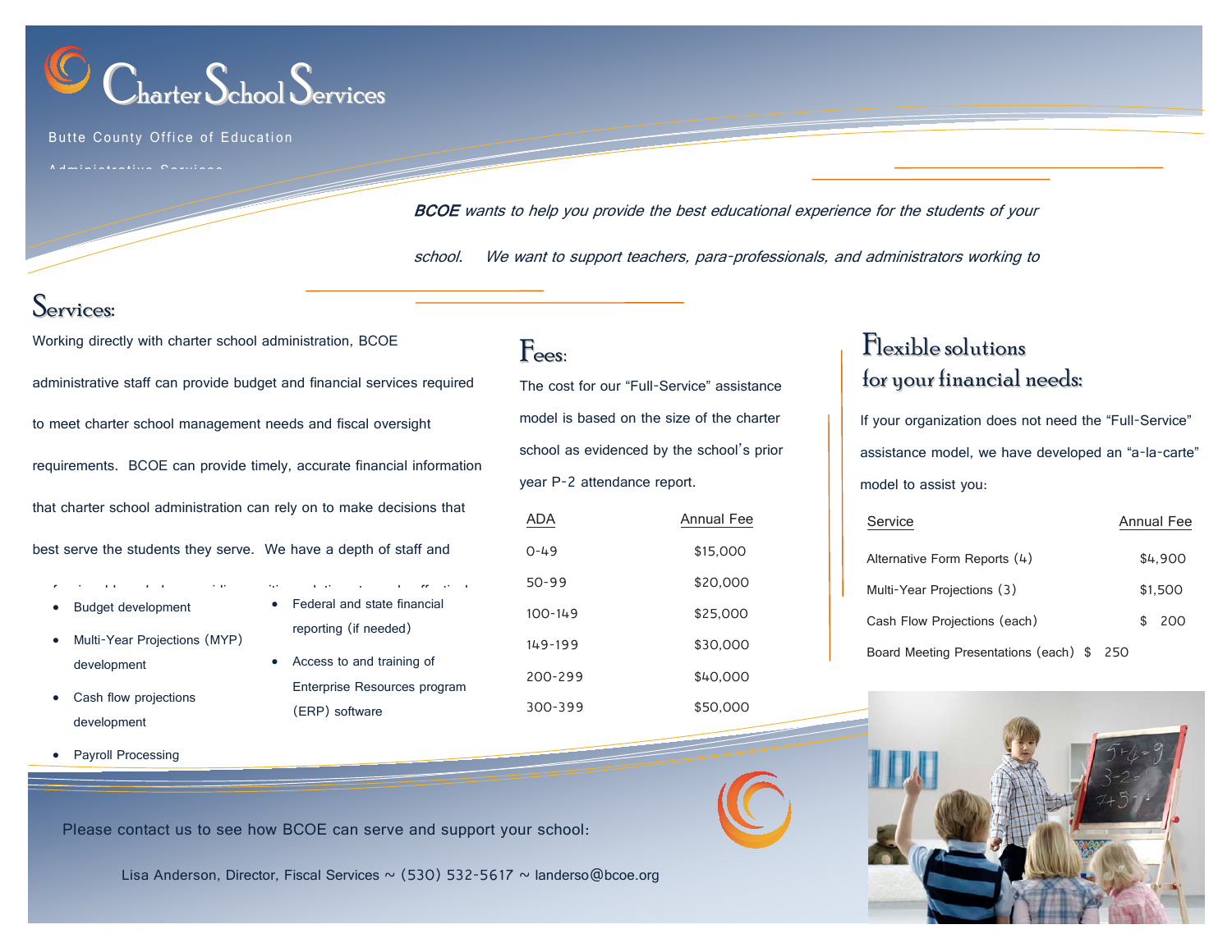# Charter School Services

Butte County Office of Education

Administrative Services

***BCOE*** *wants to help you provide the best educational experience for the students of your school. We want to support teachers, para-professionals, and administrators working to*

## Services:

Working directly with charter school administration, BCOE administrative staff can provide budget and financial services required to meet charter school management needs and fiscal oversight requirements. BCOE can provide timely, accurate financial information that charter school administration can rely on to make decisions that best serve the students they serve. We have a depth of staff and

- Budget development
- Multi-Year Projections (MYP) development
- Cash flow projections development
- Payroll Processing
- Federal and state financial reporting (if needed)
- Access to and training of Enterprise Resources program (ERP) software

## Fees:

The cost for our "Full-Service" assistance model is based on the size of the charter school as evidenced by the school's prior year P-2 attendance report.

| ADA | Annual Fee |
|---|---|
| 0-49 | $15,000 |
| 50-99 | $20,000 |
| 100-149 | $25,000 |
| 149-199 | $30,000 |
| 200-299 | $40,000 |
| 300-399 | $50,000 |

## Flexible solutions for your financial needs:

If your organization does not need the "Full-Service" assistance model, we have developed an "a-la-carte" model to assist you:

| Service | Annual Fee |
|---|---|
| Alternative Form Reports (4) | $4,900 |
| Multi-Year Projections (3) | $1,500 |
| Cash Flow Projections (each) | $ 200 |
| Board Meeting Presentations (each) | $ 250 |

Please contact us to see how BCOE can serve and support your school:

Lisa Anderson, Director, Fiscal Services ~ (530) 532-5617 ~ landerso@bcoe.org